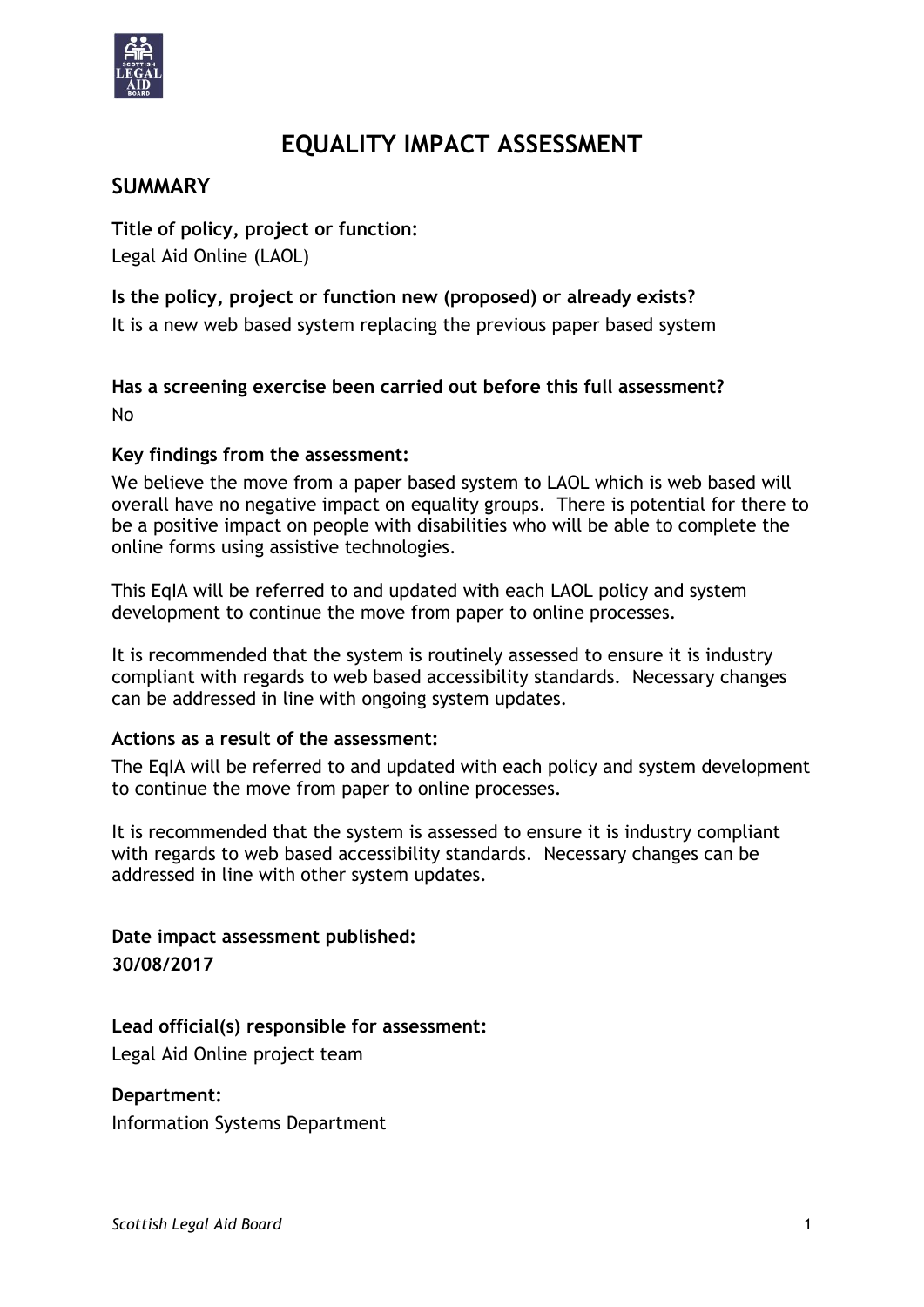# EQUALITY IMPACT ASSESSMENT

## SUMMARY

**Title of policy, project or function:**

Legal Aid Online (LAOL)

**Is the policy, project or function new (proposed) or already exists?**

It is a new web based system replacing the previous paper based system

**Has a screening exercise been carried out before this full assessment?**

No

**Key findings from the assessment:**

We believe the move from a paper based system to LAOL which is web based will overall have no negative impact on equality groups. There is potential for there to be a positive impact on people with disabilities who will be able to complete the online forms using assistive technologies.

This EqIA will be referred to and updated with each LAOL policy and system development to continue the move from paper to online processes.

It is recommended that the system is routinely assessed to ensure it is industry compliant with regards to web based accessibility standards. Necessary changes can be addressed in line with ongoing system updates.

**Actions as a result of the assessment:**

The EqIA will be referred to and updated with each policy and system development to continue the move from paper to online processes.

It is recommended that the system is assessed to ensure it is industry compliant with regards to web based accessibility standards. Necessary changes can be addressed in line with other system updates.

**Date impact assessment published:**

**30/08/2017**

**Lead official(s) responsible for assessment:**

Legal Aid Online project team

**Department:**

Information Systems Department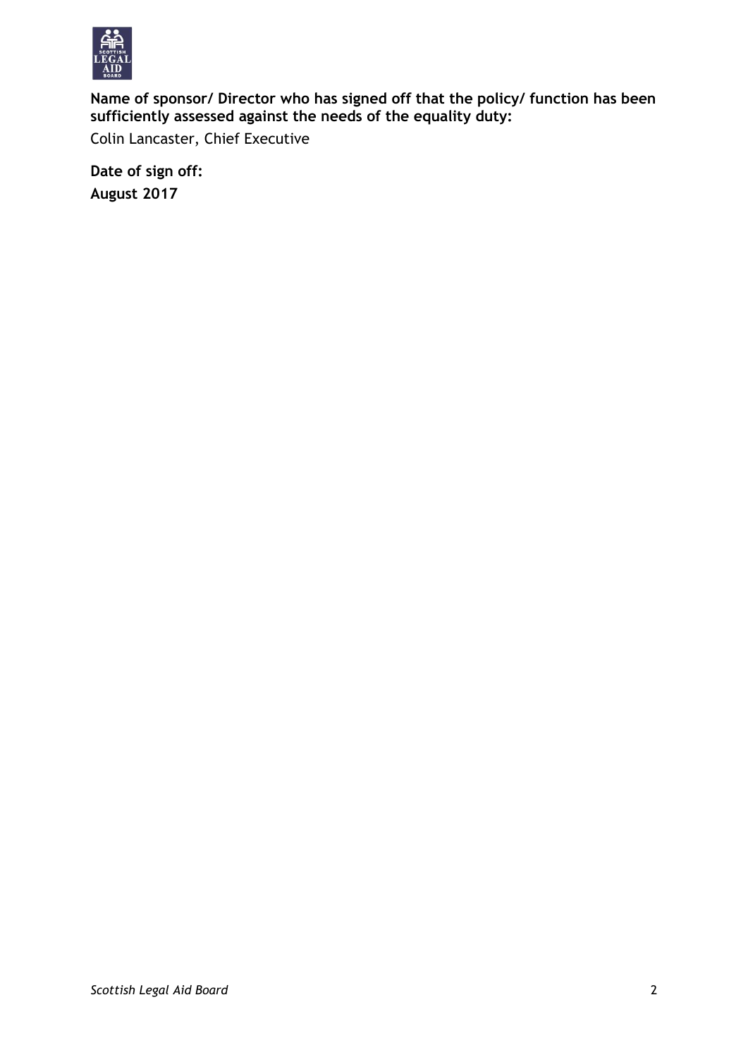**Name of sponsor/ Director who has signed off that the policy/ function has been sufficiently assessed against the needs of the equality duty:**

Colin Lancaster, Chief Executive

**Date of sign off:**

**August 2017**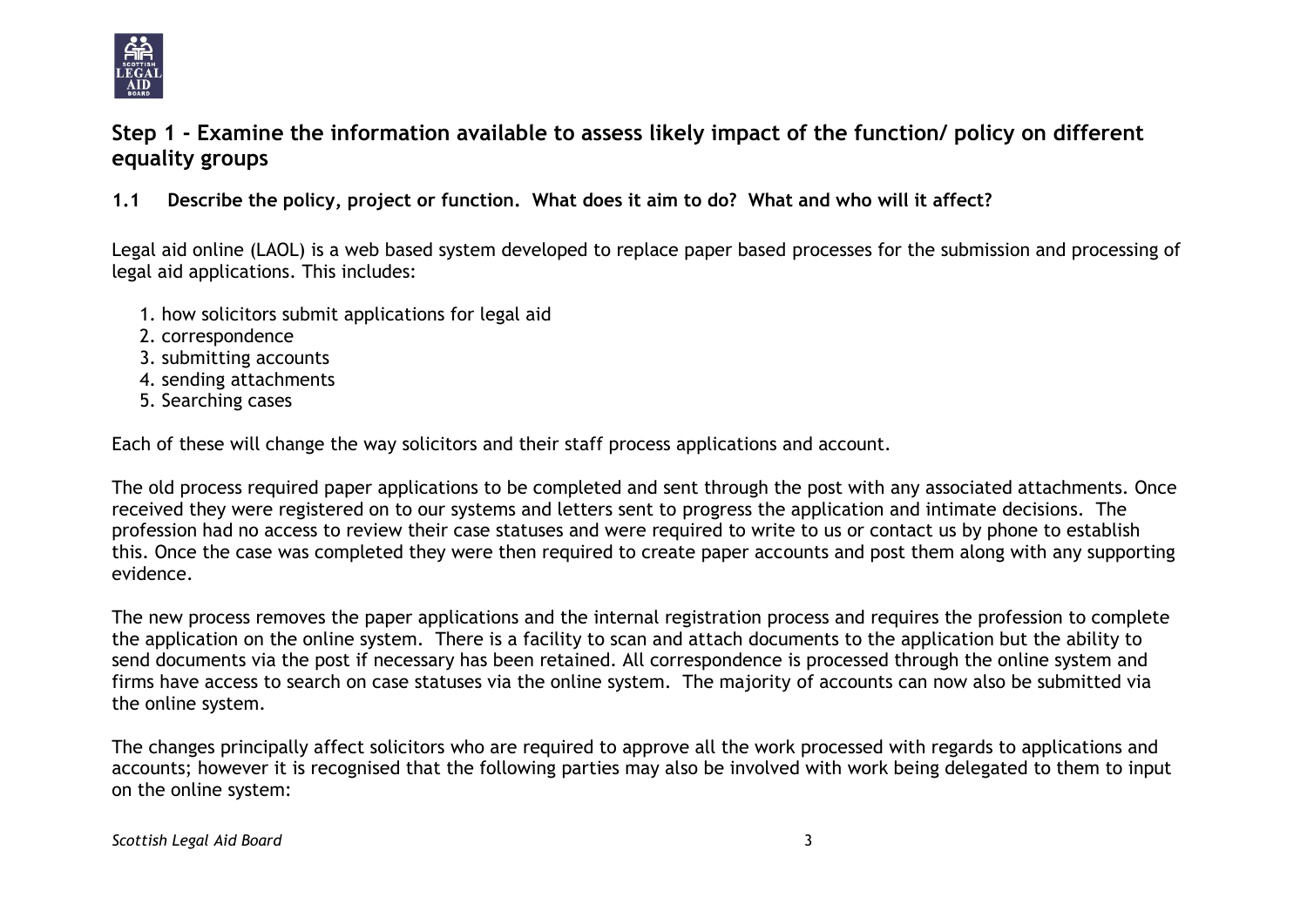## Step 1 - Examine the information available to assess likely impact of the function/ policy on different equality groups

### 1.1 Describe the policy, project or function. What does it aim to do? What and who will it affect?

Legal aid online (LAOL) is a web based system developed to replace paper based processes for the submission and processing of legal aid applications. This includes:

1. how solicitors submit applications for legal aid
2. correspondence
3. submitting accounts
4. sending attachments
5. Searching cases

Each of these will change the way solicitors and their staff process applications and account.

The old process required paper applications to be completed and sent through the post with any associated attachments. Once received they were registered on to our systems and letters sent to progress the application and intimate decisions. The profession had no access to review their case statuses and were required to write to us or contact us by phone to establish this. Once the case was completed they were then required to create paper accounts and post them along with any supporting evidence.

The new process removes the paper applications and the internal registration process and requires the profession to complete the application on the online system. There is a facility to scan and attach documents to the application but the ability to send documents via the post if necessary has been retained. All correspondence is processed through the online system and firms have access to search on case statuses via the online system. The majority of accounts can now also be submitted via the online system.

The changes principally affect solicitors who are required to approve all the work processed with regards to applications and accounts; however it is recognised that the following parties may also be involved with work being delegated to them to input on the online system: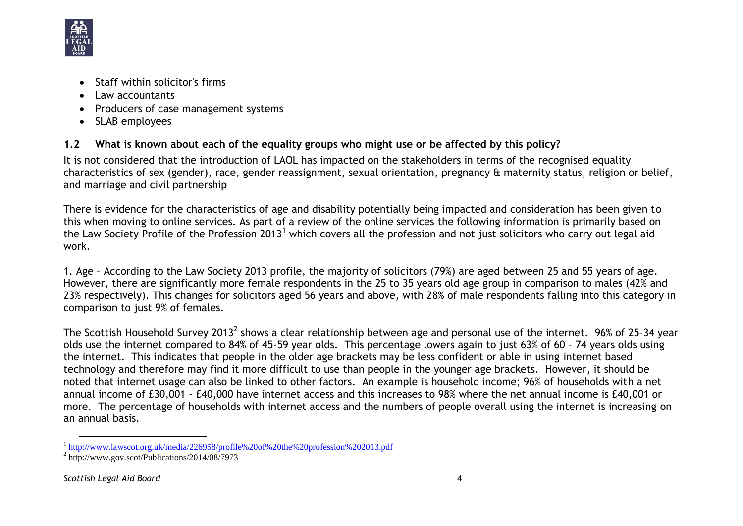- Staff within solicitor's firms
- Law accountants
- Producers of case management systems
- SLAB employees

### 1.2 What is known about each of the equality groups who might use or be affected by this policy?

It is not considered that the introduction of LAOL has impacted on the stakeholders in terms of the recognised equality characteristics of sex (gender), race, gender reassignment, sexual orientation, pregnancy & maternity status, religion or belief, and marriage and civil partnership

There is evidence for the characteristics of age and disability potentially being impacted and consideration has been given to this when moving to online services. As part of a review of the online services the following information is primarily based on the Law Society Profile of the Profession 2013[1] which covers all the profession and not just solicitors who carry out legal aid work.

1. Age – According to the Law Society 2013 profile, the majority of solicitors (79%) are aged between 25 and 55 years of age. However, there are significantly more female respondents in the 25 to 35 years old age group in comparison to males (42% and 23% respectively). This changes for solicitors aged 56 years and above, with 28% of male respondents falling into this category in comparison to just 9% of females.

The Scottish Household Survey 2013[2] shows a clear relationship between age and personal use of the internet. 96% of 25–34 year olds use the internet compared to 84% of 45-59 year olds. This percentage lowers again to just 63% of 60 – 74 years olds using the internet. This indicates that people in the older age brackets may be less confident or able in using internet based technology and therefore may find it more difficult to use than people in the younger age brackets. However, it should be noted that internet usage can also be linked to other factors. An example is household income; 96% of households with a net annual income of £30,001 - £40,000 have internet access and this increases to 98% where the net annual income is £40,001 or more. The percentage of households with internet access and the numbers of people overall using the internet is increasing on an annual basis.

---

[1] http://www.lawscot.org.uk/media/226958/profile%20of%20the%20profession%202013.pdf

[2] http://www.gov.scot/Publications/2014/08/7973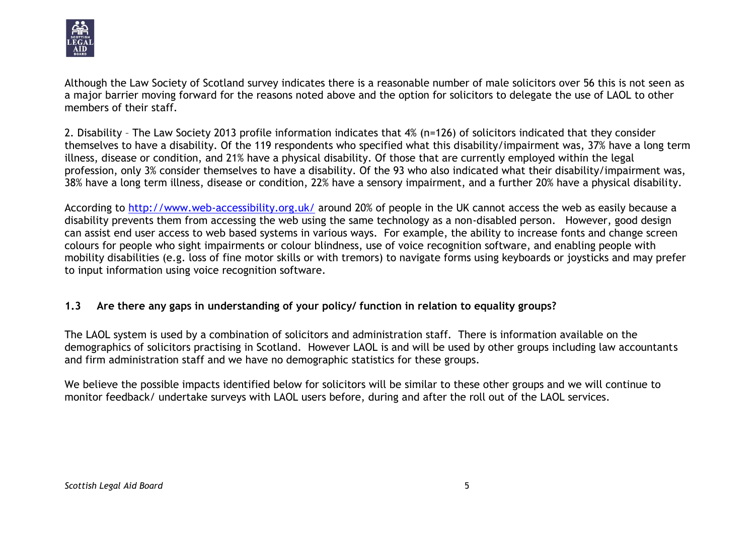Although the Law Society of Scotland survey indicates there is a reasonable number of male solicitors over 56 this is not seen as a major barrier moving forward for the reasons noted above and the option for solicitors to delegate the use of LAOL to other members of their staff.

2. Disability – The Law Society 2013 profile information indicates that 4% (n=126) of solicitors indicated that they consider themselves to have a disability. Of the 119 respondents who specified what this disability/impairment was, 37% have a long term illness, disease or condition, and 21% have a physical disability. Of those that are currently employed within the legal profession, only 3% consider themselves to have a disability. Of the 93 who also indicated what their disability/impairment was, 38% have a long term illness, disease or condition, 22% have a sensory impairment, and a further 20% have a physical disability.

According to [http://www.web-accessibility.org.uk/](http://www.web-accessibility.org.uk/) around 20% of people in the UK cannot access the web as easily because a disability prevents them from accessing the web using the same technology as a non-disabled person. However, good design can assist end user access to web based systems in various ways. For example, the ability to increase fonts and change screen colours for people who sight impairments or colour blindness, use of voice recognition software, and enabling people with mobility disabilities (e.g. loss of fine motor skills or with tremors) to navigate forms using keyboards or joysticks and may prefer to input information using voice recognition software.

### 1.3 Are there any gaps in understanding of your policy/ function in relation to equality groups?

The LAOL system is used by a combination of solicitors and administration staff. There is information available on the demographics of solicitors practising in Scotland. However LAOL is and will be used by other groups including law accountants and firm administration staff and we have no demographic statistics for these groups.

We believe the possible impacts identified below for solicitors will be similar to these other groups and we will continue to monitor feedback/ undertake surveys with LAOL users before, during and after the roll out of the LAOL services.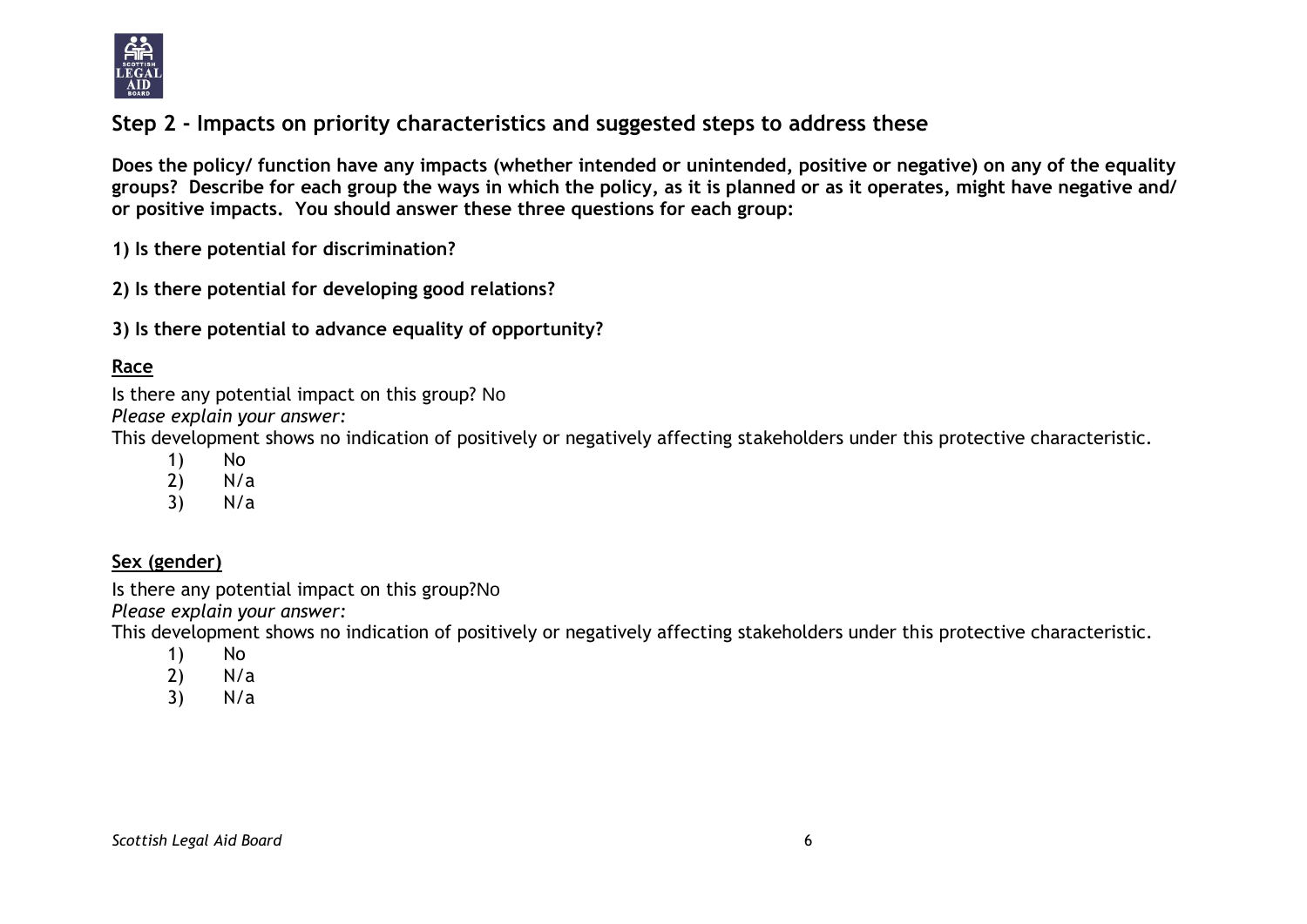## Step 2 - Impacts on priority characteristics and suggested steps to address these

**Does the policy/ function have any impacts (whether intended or unintended, positive or negative) on any of the equality groups? Describe for each group the ways in which the policy, as it is planned or as it operates, might have negative and/ or positive impacts. You should answer these three questions for each group:**

**1) Is there potential for discrimination?**

**2) Is there potential for developing good relations?**

**3) Is there potential to advance equality of opportunity?**

**Race**

Is there any potential impact on this group? No

*Please explain your answer:*

This development shows no indication of positively or negatively affecting stakeholders under this protective characteristic.

1) No
2) N/a
3) N/a

**Sex (gender)**

Is there any potential impact on this group?No

*Please explain your answer:*

This development shows no indication of positively or negatively affecting stakeholders under this protective characteristic.

1) No
2) N/a
3) N/a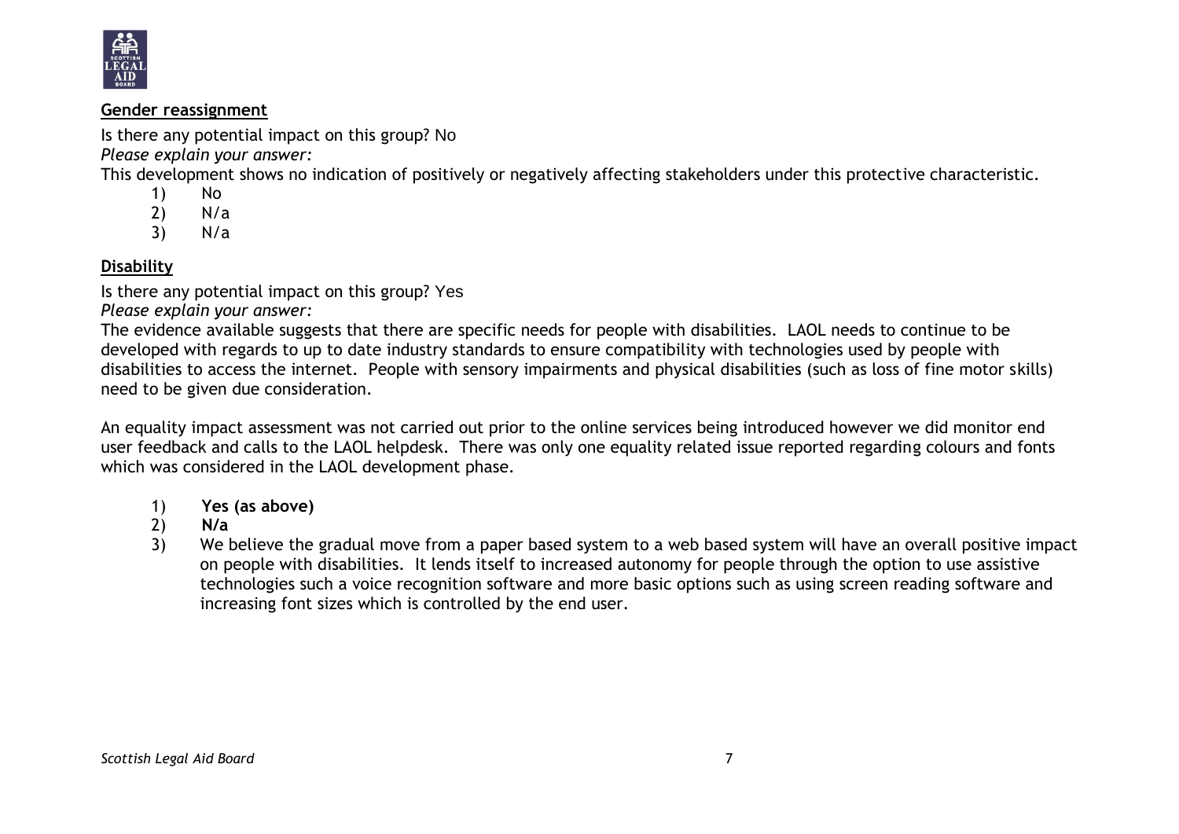**Gender reassignment**

Is there any potential impact on this group? No

*Please explain your answer:*

This development shows no indication of positively or negatively affecting stakeholders under this protective characteristic.

1) No
2) N/a
3) N/a

**Disability**

Is there any potential impact on this group? Yes

*Please explain your answer:*

The evidence available suggests that there are specific needs for people with disabilities. LAOL needs to continue to be developed with regards to up to date industry standards to ensure compatibility with technologies used by people with disabilities to access the internet. People with sensory impairments and physical disabilities (such as loss of fine motor skills) need to be given due consideration.

An equality impact assessment was not carried out prior to the online services being introduced however we did monitor end user feedback and calls to the LAOL helpdesk. There was only one equality related issue reported regarding colours and fonts which was considered in the LAOL development phase.

1) **Yes (as above)**
2) **N/a**
3) We believe the gradual move from a paper based system to a web based system will have an overall positive impact on people with disabilities. It lends itself to increased autonomy for people through the option to use assistive technologies such a voice recognition software and more basic options such as using screen reading software and increasing font sizes which is controlled by the end user.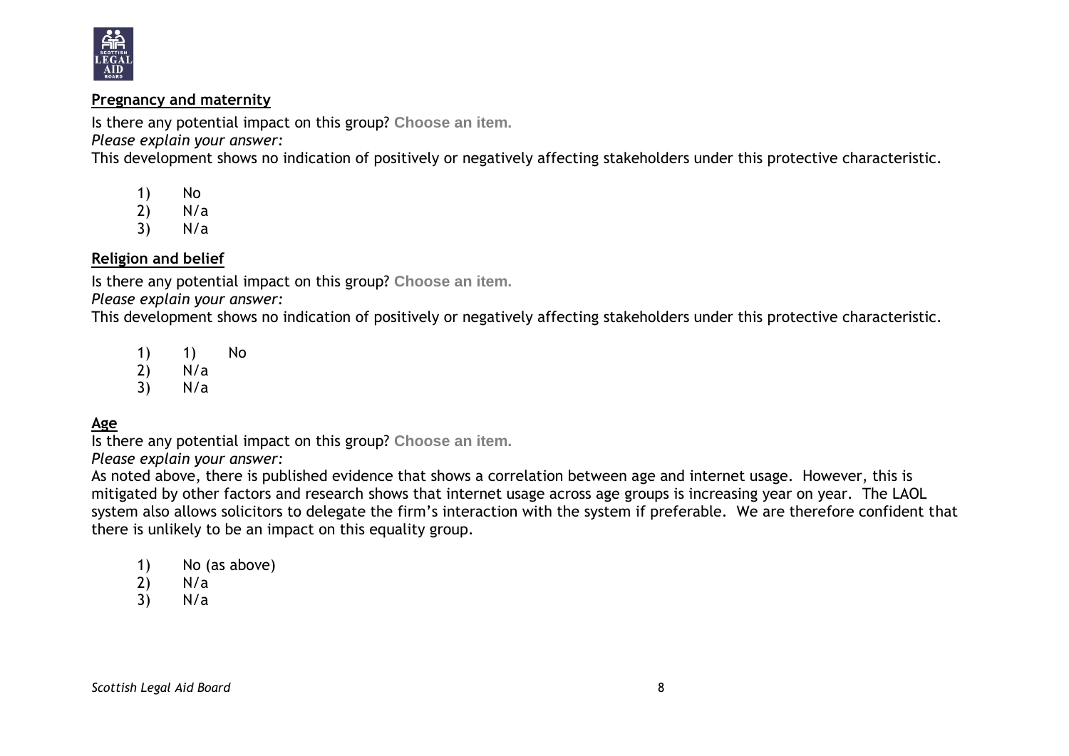**Pregnancy and maternity**

Is there any potential impact on this group? Choose an item.

*Please explain your answer:*

This development shows no indication of positively or negatively affecting stakeholders under this protective characteristic.

1) No
2) N/a
3) N/a

**Religion and belief**

Is there any potential impact on this group? Choose an item.

*Please explain your answer:*

This development shows no indication of positively or negatively affecting stakeholders under this protective characteristic.

1) 1) No
2) N/a
3) N/a

**Age**

Is there any potential impact on this group? Choose an item.

*Please explain your answer:*

As noted above, there is published evidence that shows a correlation between age and internet usage. However, this is mitigated by other factors and research shows that internet usage across age groups is increasing year on year. The LAOL system also allows solicitors to delegate the firm's interaction with the system if preferable. We are therefore confident that there is unlikely to be an impact on this equality group.

1) No (as above)
2) N/a
3) N/a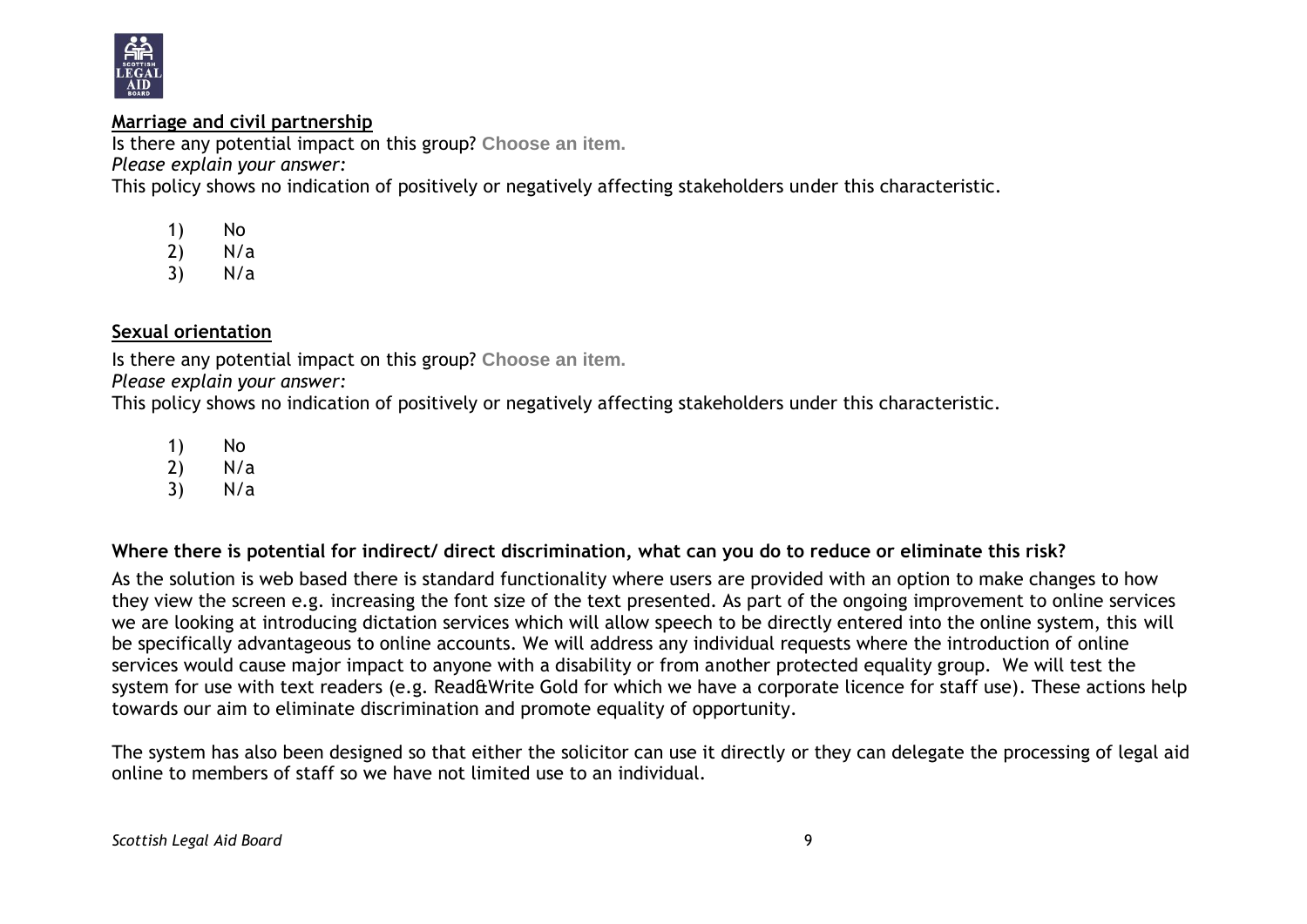**Marriage and civil partnership**

Is there any potential impact on this group? Choose an item.

*Please explain your answer:*

This policy shows no indication of positively or negatively affecting stakeholders under this characteristic.

1) No
2) N/a
3) N/a

**Sexual orientation**

Is there any potential impact on this group? Choose an item.

*Please explain your answer:*

This policy shows no indication of positively or negatively affecting stakeholders under this characteristic.

1) No
2) N/a
3) N/a

**Where there is potential for indirect/ direct discrimination, what can you do to reduce or eliminate this risk?**

As the solution is web based there is standard functionality where users are provided with an option to make changes to how they view the screen e.g. increasing the font size of the text presented. As part of the ongoing improvement to online services we are looking at introducing dictation services which will allow speech to be directly entered into the online system, this will be specifically advantageous to online accounts. We will address any individual requests where the introduction of online services would cause major impact to anyone with a disability or from another protected equality group. We will test the system for use with text readers (e.g. Read&Write Gold for which we have a corporate licence for staff use). These actions help towards our aim to eliminate discrimination and promote equality of opportunity.

The system has also been designed so that either the solicitor can use it directly or they can delegate the processing of legal aid online to members of staff so we have not limited use to an individual.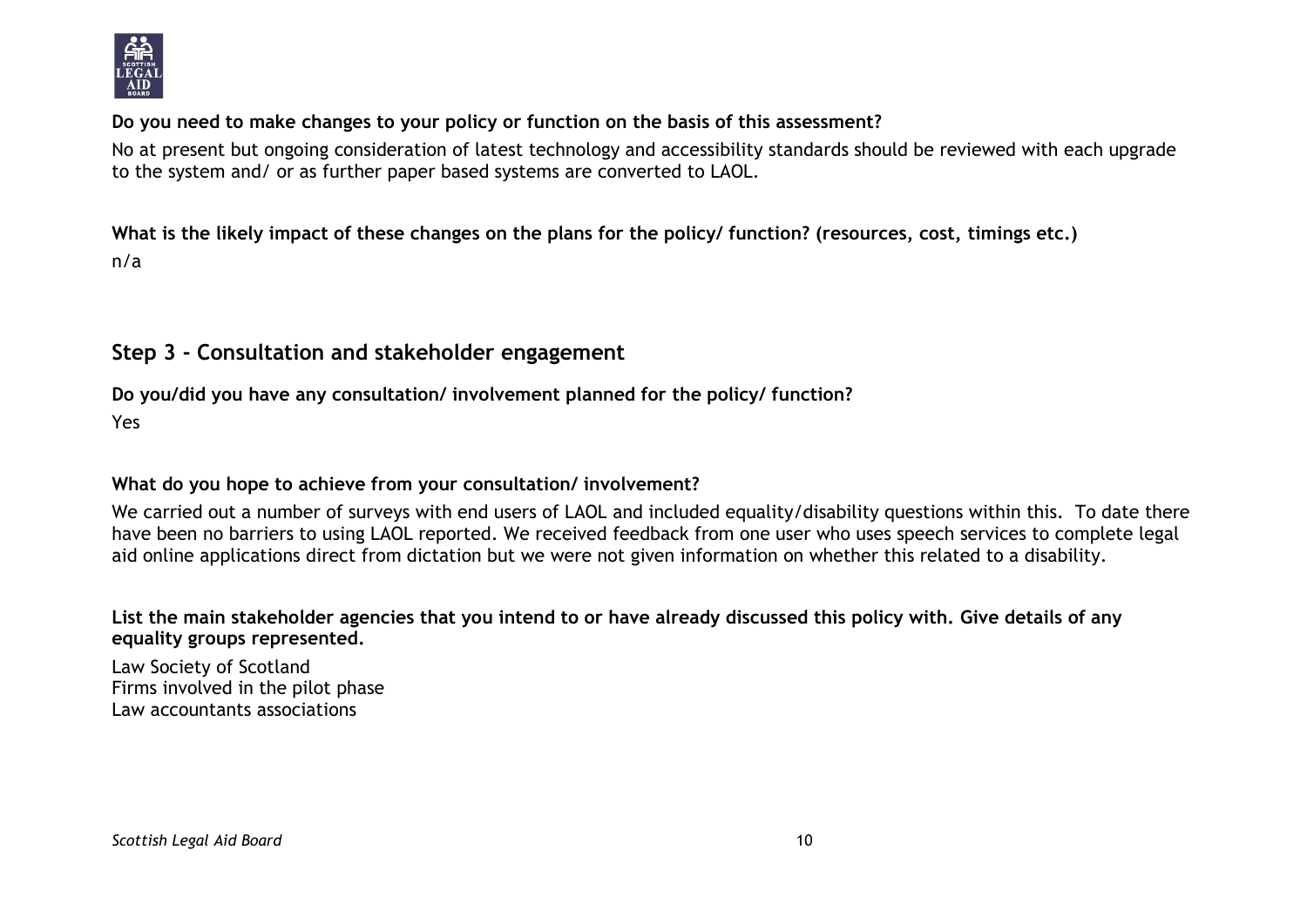**Do you need to make changes to your policy or function on the basis of this assessment?**

No at present but ongoing consideration of latest technology and accessibility standards should be reviewed with each upgrade to the system and/ or as further paper based systems are converted to LAOL.

**What is the likely impact of these changes on the plans for the policy/ function? (resources, cost, timings etc.)**

n/a

## Step 3 - Consultation and stakeholder engagement

**Do you/did you have any consultation/ involvement planned for the policy/ function?**

Yes

**What do you hope to achieve from your consultation/ involvement?**

We carried out a number of surveys with end users of LAOL and included equality/disability questions within this. To date there have been no barriers to using LAOL reported. We received feedback from one user who uses speech services to complete legal aid online applications direct from dictation but we were not given information on whether this related to a disability.

**List the main stakeholder agencies that you intend to or have already discussed this policy with. Give details of any equality groups represented.**

Law Society of Scotland
Firms involved in the pilot phase
Law accountants associations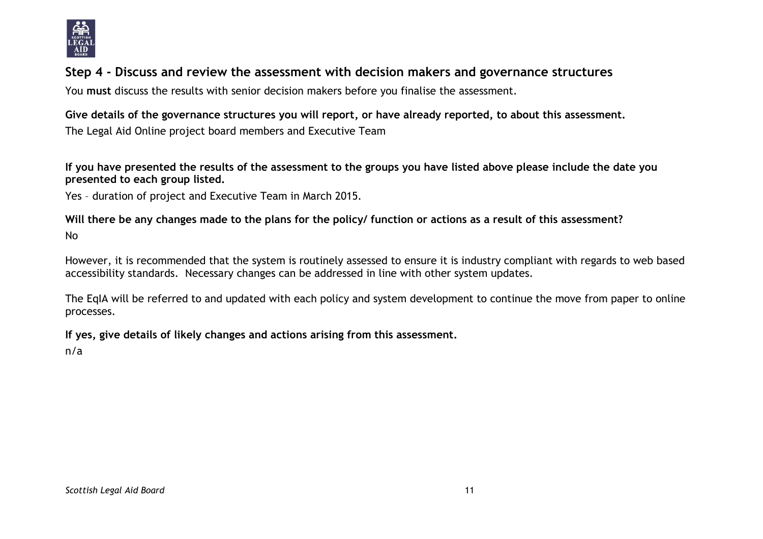## Step 4 - Discuss and review the assessment with decision makers and governance structures

You **must** discuss the results with senior decision makers before you finalise the assessment.

**Give details of the governance structures you will report, or have already reported, to about this assessment.**

The Legal Aid Online project board members and Executive Team

**If you have presented the results of the assessment to the groups you have listed above please include the date you presented to each group listed.**

Yes – duration of project and Executive Team in March 2015.

**Will there be any changes made to the plans for the policy/ function or actions as a result of this assessment?**

No

However, it is recommended that the system is routinely assessed to ensure it is industry compliant with regards to web based accessibility standards. Necessary changes can be addressed in line with other system updates.

The EqIA will be referred to and updated with each policy and system development to continue the move from paper to online processes.

**If yes, give details of likely changes and actions arising from this assessment.**

n/a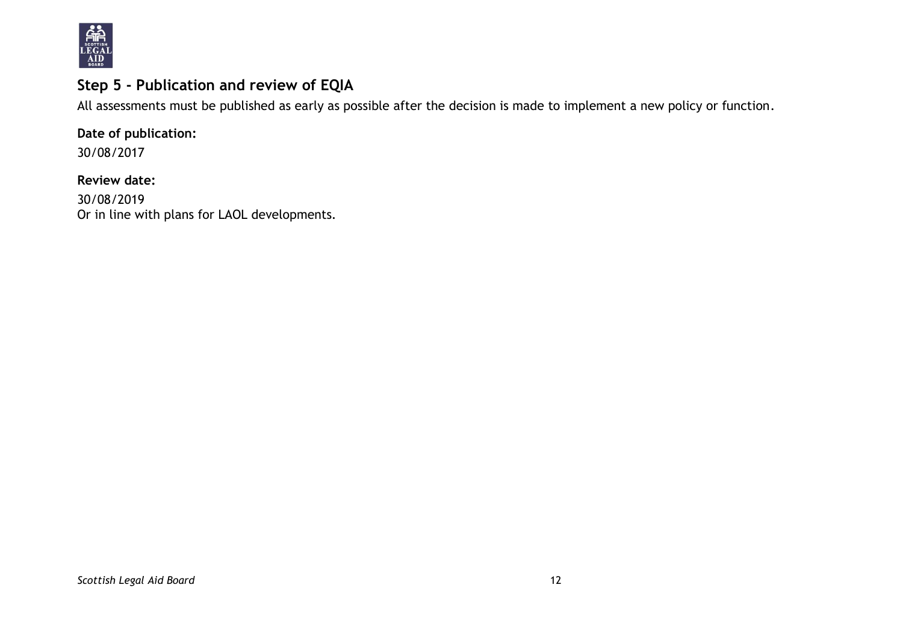## Step 5 - Publication and review of EQIA

All assessments must be published as early as possible after the decision is made to implement a new policy or function.

**Date of publication:**

30/08/2017

**Review date:**

30/08/2019
Or in line with plans for LAOL developments.